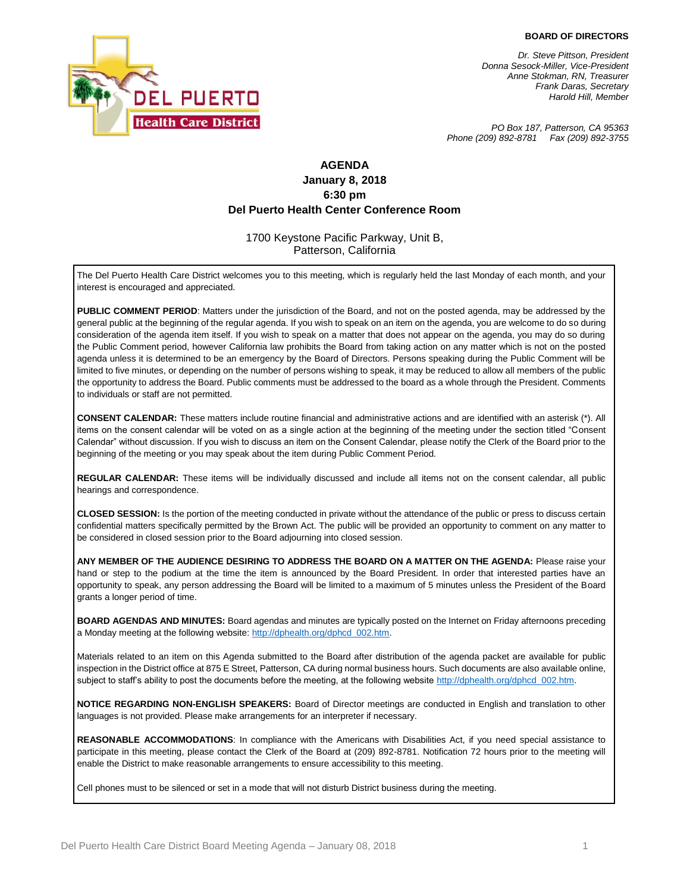**DEL PUERTO**
**Health Care District**

**BOARD OF DIRECTORS**

*Dr. Steve Pittson, President*
*Donna Sesock-Miller, Vice-President*
*Anne Stokman, RN, Treasurer*
*Frank Daras, Secretary*
*Harold Hill, Member*

*PO Box 187, Patterson, CA 95363*
*Phone (209) 892-8781 Fax (209) 892-3755*

# AGENDA
## January 8, 2018
## 6:30 pm
## Del Puerto Health Center Conference Room

1700 Keystone Pacific Parkway, Unit B,
Patterson, California

The Del Puerto Health Care District welcomes you to this meeting, which is regularly held the last Monday of each month, and your interest is encouraged and appreciated.

**PUBLIC COMMENT PERIOD**: Matters under the jurisdiction of the Board, and not on the posted agenda, may be addressed by the general public at the beginning of the regular agenda. If you wish to speak on an item on the agenda, you are welcome to do so during consideration of the agenda item itself. If you wish to speak on a matter that does not appear on the agenda, you may do so during the Public Comment period, however California law prohibits the Board from taking action on any matter which is not on the posted agenda unless it is determined to be an emergency by the Board of Directors. Persons speaking during the Public Comment will be limited to five minutes, or depending on the number of persons wishing to speak, it may be reduced to allow all members of the public the opportunity to address the Board. Public comments must be addressed to the board as a whole through the President. Comments to individuals or staff are not permitted.

**CONSENT CALENDAR:** These matters include routine financial and administrative actions and are identified with an asterisk (*). All items on the consent calendar will be voted on as a single action at the beginning of the meeting under the section titled "Consent Calendar" without discussion. If you wish to discuss an item on the Consent Calendar, please notify the Clerk of the Board prior to the beginning of the meeting or you may speak about the item during Public Comment Period.

**REGULAR CALENDAR:** These items will be individually discussed and include all items not on the consent calendar, all public hearings and correspondence.

**CLOSED SESSION:** Is the portion of the meeting conducted in private without the attendance of the public or press to discuss certain confidential matters specifically permitted by the Brown Act. The public will be provided an opportunity to comment on any matter to be considered in closed session prior to the Board adjourning into closed session.

**ANY MEMBER OF THE AUDIENCE DESIRING TO ADDRESS THE BOARD ON A MATTER ON THE AGENDA:** Please raise your hand or step to the podium at the time the item is announced by the Board President. In order that interested parties have an opportunity to speak, any person addressing the Board will be limited to a maximum of 5 minutes unless the President of the Board grants a longer period of time.

**BOARD AGENDAS AND MINUTES:** Board agendas and minutes are typically posted on the Internet on Friday afternoons preceding a Monday meeting at the following website: http://dphealth.org/dphcd_002.htm.

Materials related to an item on this Agenda submitted to the Board after distribution of the agenda packet are available for public inspection in the District office at 875 E Street, Patterson, CA during normal business hours. Such documents are also available online, subject to staff's ability to post the documents before the meeting, at the following website http://dphealth.org/dphcd_002.htm.

**NOTICE REGARDING NON-ENGLISH SPEAKERS:** Board of Director meetings are conducted in English and translation to other languages is not provided. Please make arrangements for an interpreter if necessary.

**REASONABLE ACCOMMODATIONS**: In compliance with the Americans with Disabilities Act, if you need special assistance to participate in this meeting, please contact the Clerk of the Board at (209) 892-8781. Notification 72 hours prior to the meeting will enable the District to make reasonable arrangements to ensure accessibility to this meeting.

Cell phones must to be silenced or set in a mode that will not disturb District business during the meeting.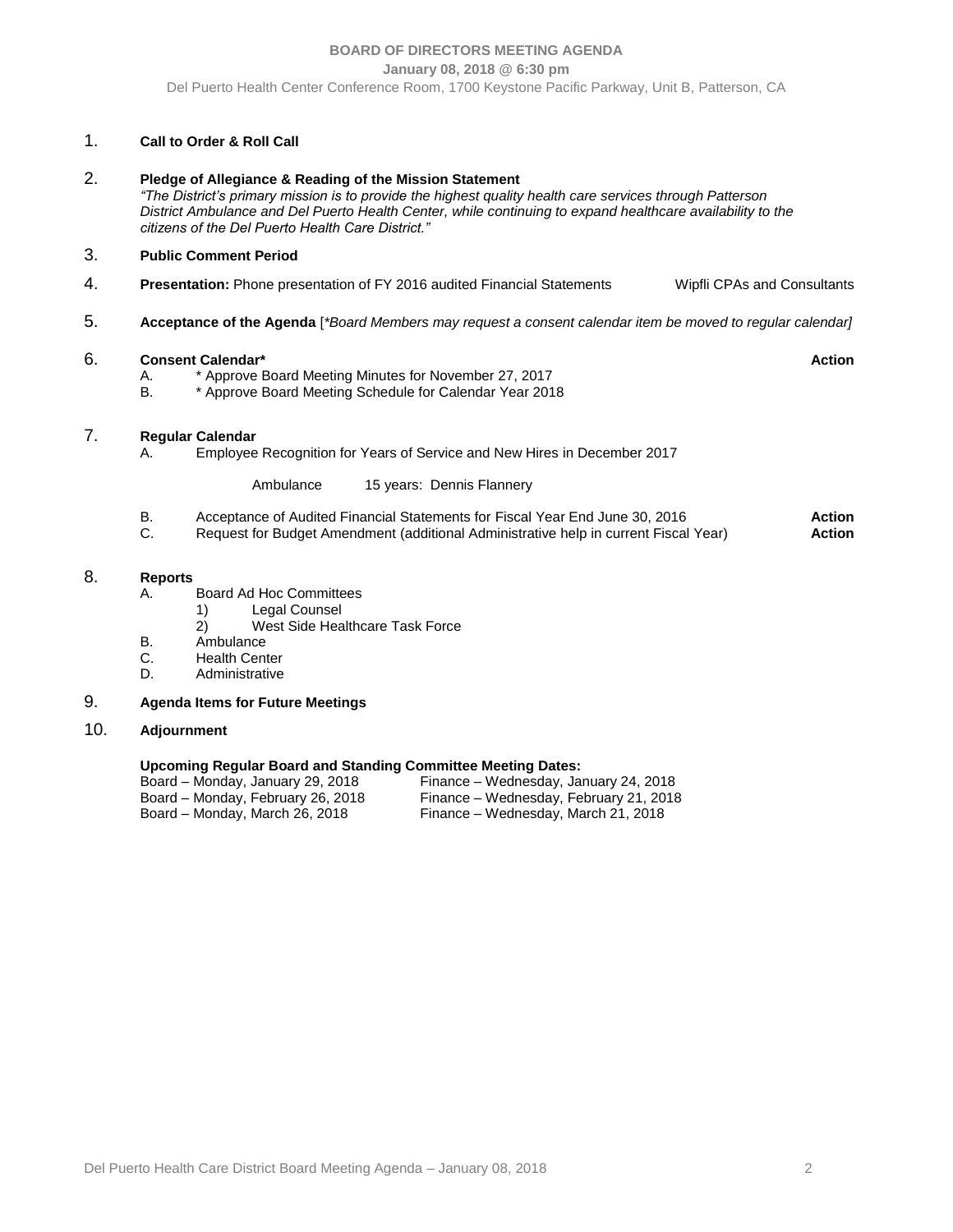**BOARD OF DIRECTORS MEETING AGENDA**

**January 08, 2018 @ 6:30 pm**

Del Puerto Health Center Conference Room, 1700 Keystone Pacific Parkway, Unit B, Patterson, CA

1. **Call to Order & Roll Call**

2. **Pledge of Allegiance & Reading of the Mission Statement**
   *"The District's primary mission is to provide the highest quality health care services through Patterson District Ambulance and Del Puerto Health Center, while continuing to expand healthcare availability to the citizens of the Del Puerto Health Care District."*

3. **Public Comment Period**

4. **Presentation:** Phone presentation of FY 2016 audited Financial Statements — Wipfli CPAs and Consultants

5. **Acceptance of the Agenda** [*Board Members may request a consent calendar item be moved to regular calendar]*

6. **Consent Calendar*** — **Action**
   - A. * Approve Board Meeting Minutes for November 27, 2017
   - B. * Approve Board Meeting Schedule for Calendar Year 2018

7. **Regular Calendar**
   - A. Employee Recognition for Years of Service and New Hires in December 2017

     Ambulance — 15 years: Dennis Flannery

   - B. Acceptance of Audited Financial Statements for Fiscal Year End June 30, 2016 — **Action**
   - C. Request for Budget Amendment (additional Administrative help in current Fiscal Year) — **Action**

8. **Reports**
   - A. Board Ad Hoc Committees
     1) Legal Counsel
     2) West Side Healthcare Task Force
   - B. Ambulance
   - C. Health Center
   - D. Administrative

9. **Agenda Items for Future Meetings**

10. **Adjournment**

**Upcoming Regular Board and Standing Committee Meeting Dates:**

| | |
|---|---|
| Board – Monday, January 29, 2018 | Finance – Wednesday, January 24, 2018 |
| Board – Monday, February 26, 2018 | Finance – Wednesday, February 21, 2018 |
| Board – Monday, March 26, 2018 | Finance – Wednesday, March 21, 2018 |